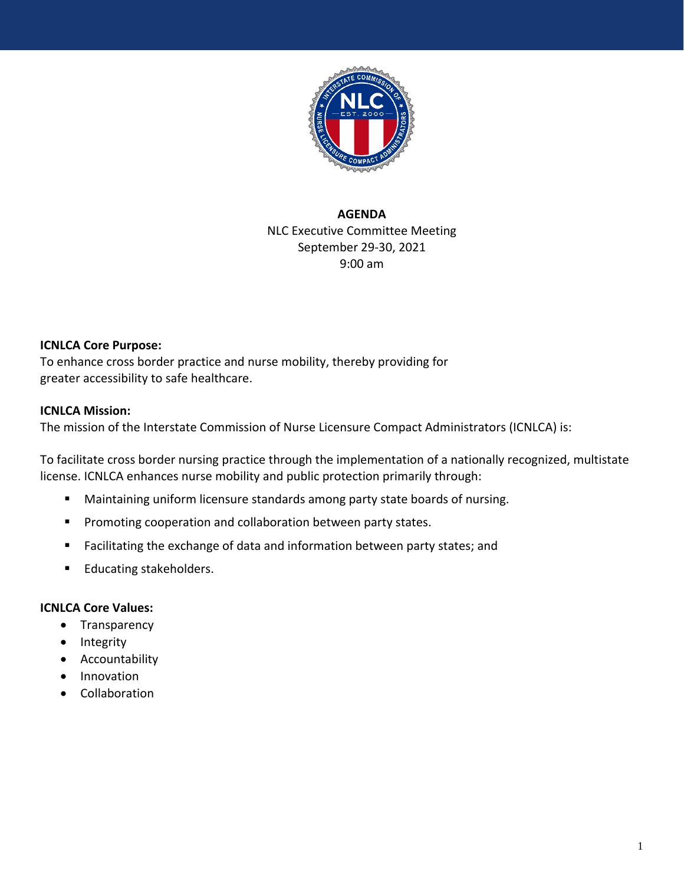**AGENDA**
NLC Executive Committee Meeting
September 29-30, 2021
9:00 am

**ICNLCA Core Purpose:**
To enhance cross border practice and nurse mobility, thereby providing for greater accessibility to safe healthcare.

**ICNLCA Mission:**
The mission of the Interstate Commission of Nurse Licensure Compact Administrators (ICNLCA) is:

To facilitate cross border nursing practice through the implementation of a nationally recognized, multistate license. ICNLCA enhances nurse mobility and public protection primarily through:

- Maintaining uniform licensure standards among party state boards of nursing.
- Promoting cooperation and collaboration between party states.
- Facilitating the exchange of data and information between party states; and
- Educating stakeholders.

**ICNLCA Core Values:**
- Transparency
- Integrity
- Accountability
- Innovation
- Collaboration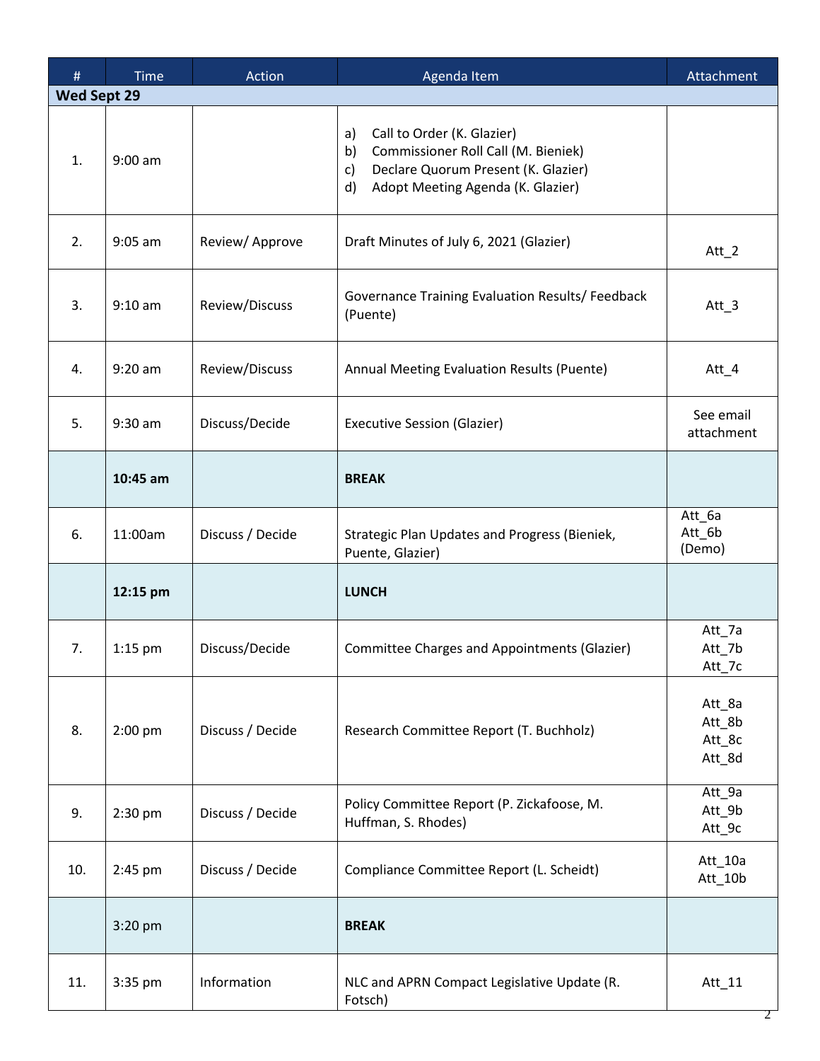| # | Time | Action | Agenda Item | Attachment |
|---|---|---|---|---|
| **Wed Sept 29** | | | | |
| 1. | 9:00 am | | a) Call to Order (K. Glazier)<br>b) Commissioner Roll Call (M. Bieniek)<br>c) Declare Quorum Present (K. Glazier)<br>d) Adopt Meeting Agenda (K. Glazier) | |
| 2. | 9:05 am | Review/ Approve | Draft Minutes of July 6, 2021 (Glazier) | Att_2 |
| 3. | 9:10 am | Review/Discuss | Governance Training Evaluation Results/ Feedback (Puente) | Att_3 |
| 4. | 9:20 am | Review/Discuss | Annual Meeting Evaluation Results (Puente) | Att_4 |
| 5. | 9:30 am | Discuss/Decide | Executive Session (Glazier) | See email attachment |
| | **10:45 am** | | **BREAK** | |
| 6. | 11:00am | Discuss / Decide | Strategic Plan Updates and Progress (Bieniek, Puente, Glazier) | Att_6a<br>Att_6b<br>(Demo) |
| | **12:15 pm** | | **LUNCH** | |
| 7. | 1:15 pm | Discuss/Decide | Committee Charges and Appointments (Glazier) | Att_7a<br>Att_7b<br>Att_7c |
| 8. | 2:00 pm | Discuss / Decide | Research Committee Report (T. Buchholz) | Att_8a<br>Att_8b<br>Att_8c<br>Att_8d |
| 9. | 2:30 pm | Discuss / Decide | Policy Committee Report (P. Zickafoose, M. Huffman, S. Rhodes) | Att_9a<br>Att_9b<br>Att_9c |
| 10. | 2:45 pm | Discuss / Decide | Compliance Committee Report (L. Scheidt) | Att_10a<br>Att_10b |
| | 3:20 pm | | **BREAK** | |
| 11. | 3:35 pm | Information | NLC and APRN Compact Legislative Update (R. Fotsch) | Att_11 |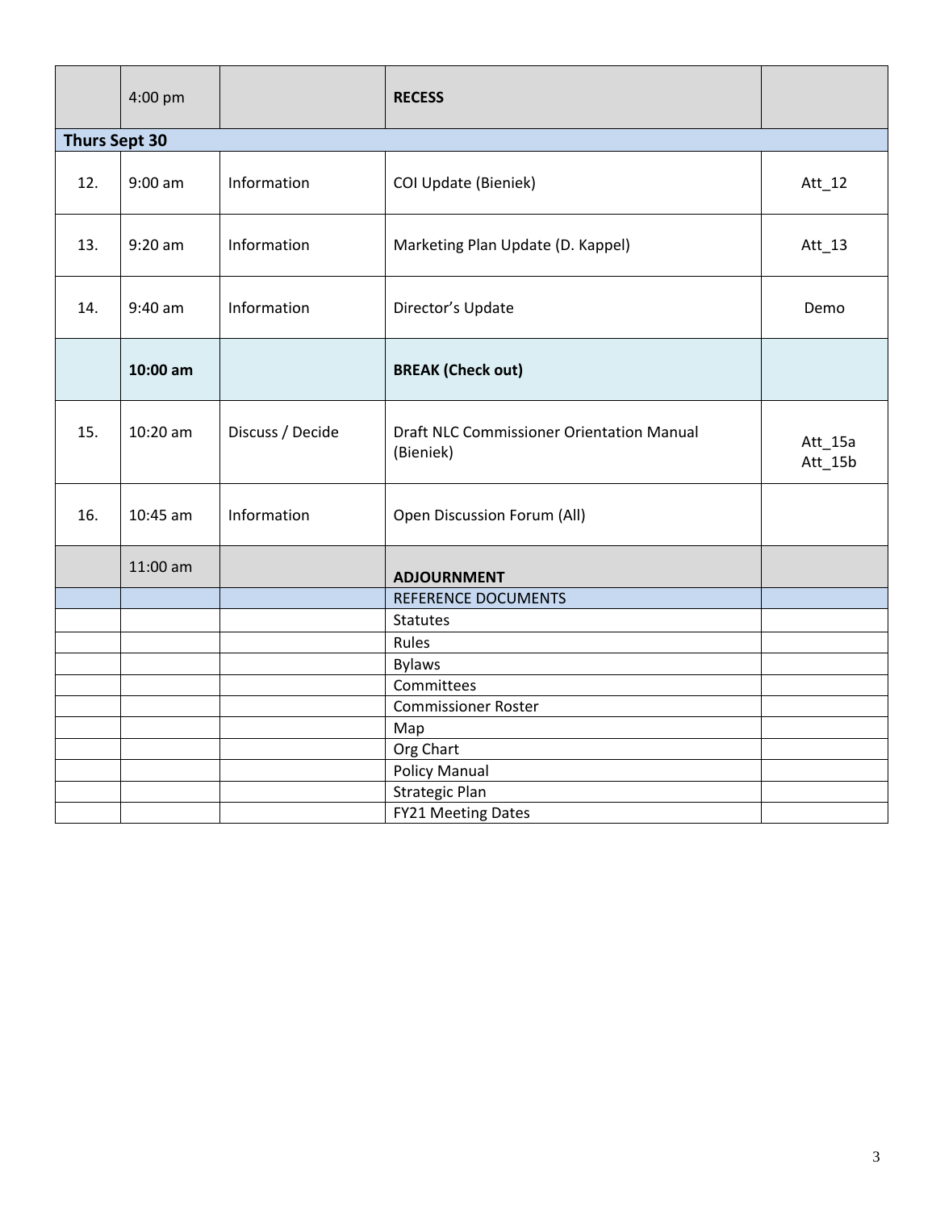| | | | | |
|---|---|---|---|---|
| | 4:00 pm | | **RECESS** | |
| **Thurs Sept 30** | | | | |
| 12. | 9:00 am | Information | COI Update (Bieniek) | Att_12 |
| 13. | 9:20 am | Information | Marketing Plan Update (D. Kappel) | Att_13 |
| 14. | 9:40 am | Information | Director's Update | Demo |
| | **10:00 am** | | **BREAK (Check out)** | |
| 15. | 10:20 am | Discuss / Decide | Draft NLC Commissioner Orientation Manual (Bieniek) | Att_15a Att_15b |
| 16. | 10:45 am | Information | Open Discussion Forum (All) | |
| | 11:00 am | | **ADJOURNMENT** | |
| | | | REFERENCE DOCUMENTS | |
| | | | Statutes | |
| | | | Rules | |
| | | | Bylaws | |
| | | | Committees | |
| | | | Commissioner Roster | |
| | | | Map | |
| | | | Org Chart | |
| | | | Policy Manual | |
| | | | Strategic Plan | |
| | | | FY21 Meeting Dates | |